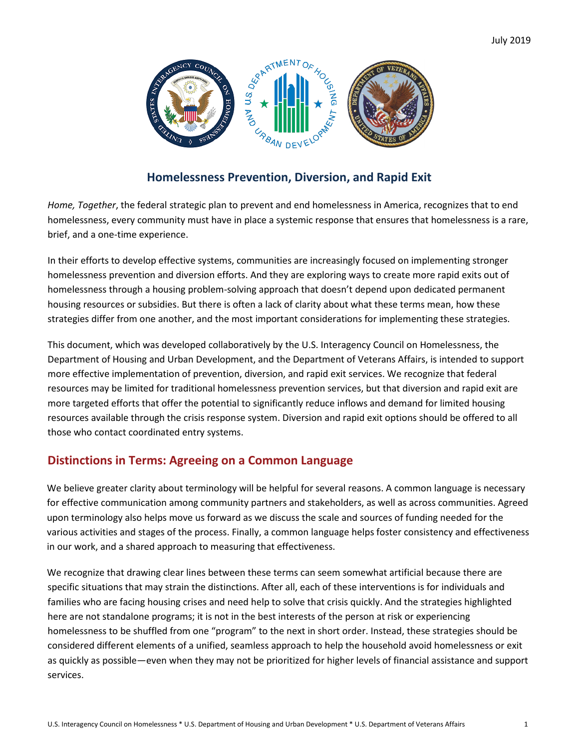July 2019

# Homelessness Prevention, Diversion, and Rapid Exit

*Home, Together*, the federal strategic plan to prevent and end homelessness in America, recognizes that to end homelessness, every community must have in place a systemic response that ensures that homelessness is a rare, brief, and a one-time experience.

In their efforts to develop effective systems, communities are increasingly focused on implementing stronger homelessness prevention and diversion efforts. And they are exploring ways to create more rapid exits out of homelessness through a housing problem-solving approach that doesn't depend upon dedicated permanent housing resources or subsidies. But there is often a lack of clarity about what these terms mean, how these strategies differ from one another, and the most important considerations for implementing these strategies.

This document, which was developed collaboratively by the U.S. Interagency Council on Homelessness, the Department of Housing and Urban Development, and the Department of Veterans Affairs, is intended to support more effective implementation of prevention, diversion, and rapid exit services. We recognize that federal resources may be limited for traditional homelessness prevention services, but that diversion and rapid exit are more targeted efforts that offer the potential to significantly reduce inflows and demand for limited housing resources available through the crisis response system. Diversion and rapid exit options should be offered to all those who contact coordinated entry systems.

## Distinctions in Terms: Agreeing on a Common Language

We believe greater clarity about terminology will be helpful for several reasons. A common language is necessary for effective communication among community partners and stakeholders, as well as across communities. Agreed upon terminology also helps move us forward as we discuss the scale and sources of funding needed for the various activities and stages of the process. Finally, a common language helps foster consistency and effectiveness in our work, and a shared approach to measuring that effectiveness.

We recognize that drawing clear lines between these terms can seem somewhat artificial because there are specific situations that may strain the distinctions. After all, each of these interventions is for individuals and families who are facing housing crises and need help to solve that crisis quickly. And the strategies highlighted here are not standalone programs; it is not in the best interests of the person at risk or experiencing homelessness to be shuffled from one "program" to the next in short order. Instead, these strategies should be considered different elements of a unified, seamless approach to help the household avoid homelessness or exit as quickly as possible—even when they may not be prioritized for higher levels of financial assistance and support services.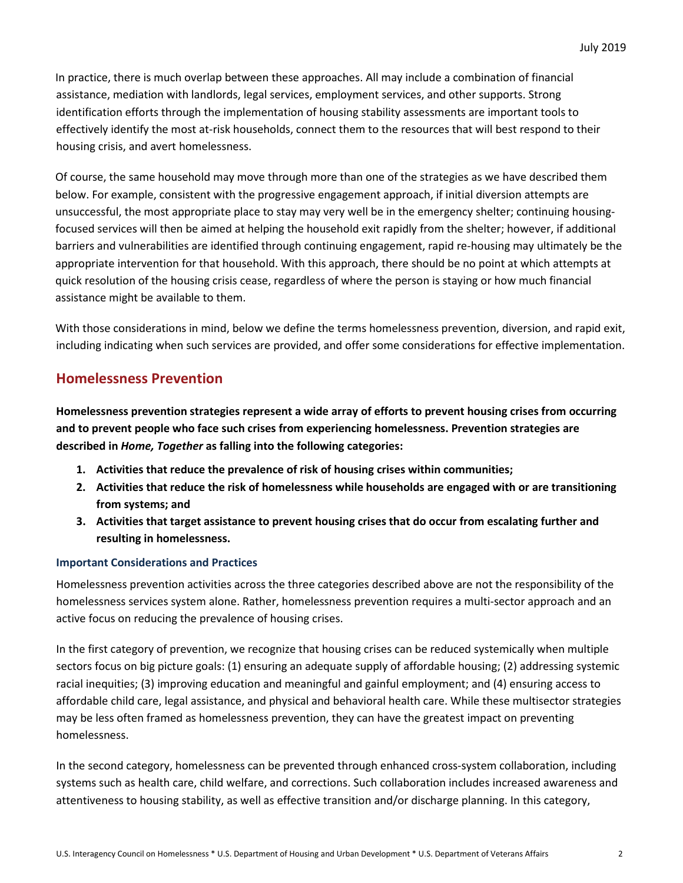In practice, there is much overlap between these approaches. All may include a combination of financial assistance, mediation with landlords, legal services, employment services, and other supports. Strong identification efforts through the implementation of housing stability assessments are important tools to effectively identify the most at-risk households, connect them to the resources that will best respond to their housing crisis, and avert homelessness.

Of course, the same household may move through more than one of the strategies as we have described them below. For example, consistent with the progressive engagement approach, if initial diversion attempts are unsuccessful, the most appropriate place to stay may very well be in the emergency shelter; continuing housing-focused services will then be aimed at helping the household exit rapidly from the shelter; however, if additional barriers and vulnerabilities are identified through continuing engagement, rapid re-housing may ultimately be the appropriate intervention for that household. With this approach, there should be no point at which attempts at quick resolution of the housing crisis cease, regardless of where the person is staying or how much financial assistance might be available to them.

With those considerations in mind, below we define the terms homelessness prevention, diversion, and rapid exit, including indicating when such services are provided, and offer some considerations for effective implementation.

## Homelessness Prevention

**Homelessness prevention strategies represent a wide array of efforts to prevent housing crises from occurring and to prevent people who face such crises from experiencing homelessness. Prevention strategies are described in *Home, Together* as falling into the following categories:**

1. **Activities that reduce the prevalence of risk of housing crises within communities;**
2. **Activities that reduce the risk of homelessness while households are engaged with or are transitioning from systems; and**
3. **Activities that target assistance to prevent housing crises that do occur from escalating further and resulting in homelessness.**

### Important Considerations and Practices

Homelessness prevention activities across the three categories described above are not the responsibility of the homelessness services system alone. Rather, homelessness prevention requires a multi-sector approach and an active focus on reducing the prevalence of housing crises.

In the first category of prevention, we recognize that housing crises can be reduced systemically when multiple sectors focus on big picture goals: (1) ensuring an adequate supply of affordable housing; (2) addressing systemic racial inequities; (3) improving education and meaningful and gainful employment; and (4) ensuring access to affordable child care, legal assistance, and physical and behavioral health care. While these multisector strategies may be less often framed as homelessness prevention, they can have the greatest impact on preventing homelessness.

In the second category, homelessness can be prevented through enhanced cross-system collaboration, including systems such as health care, child welfare, and corrections. Such collaboration includes increased awareness and attentiveness to housing stability, as well as effective transition and/or discharge planning. In this category,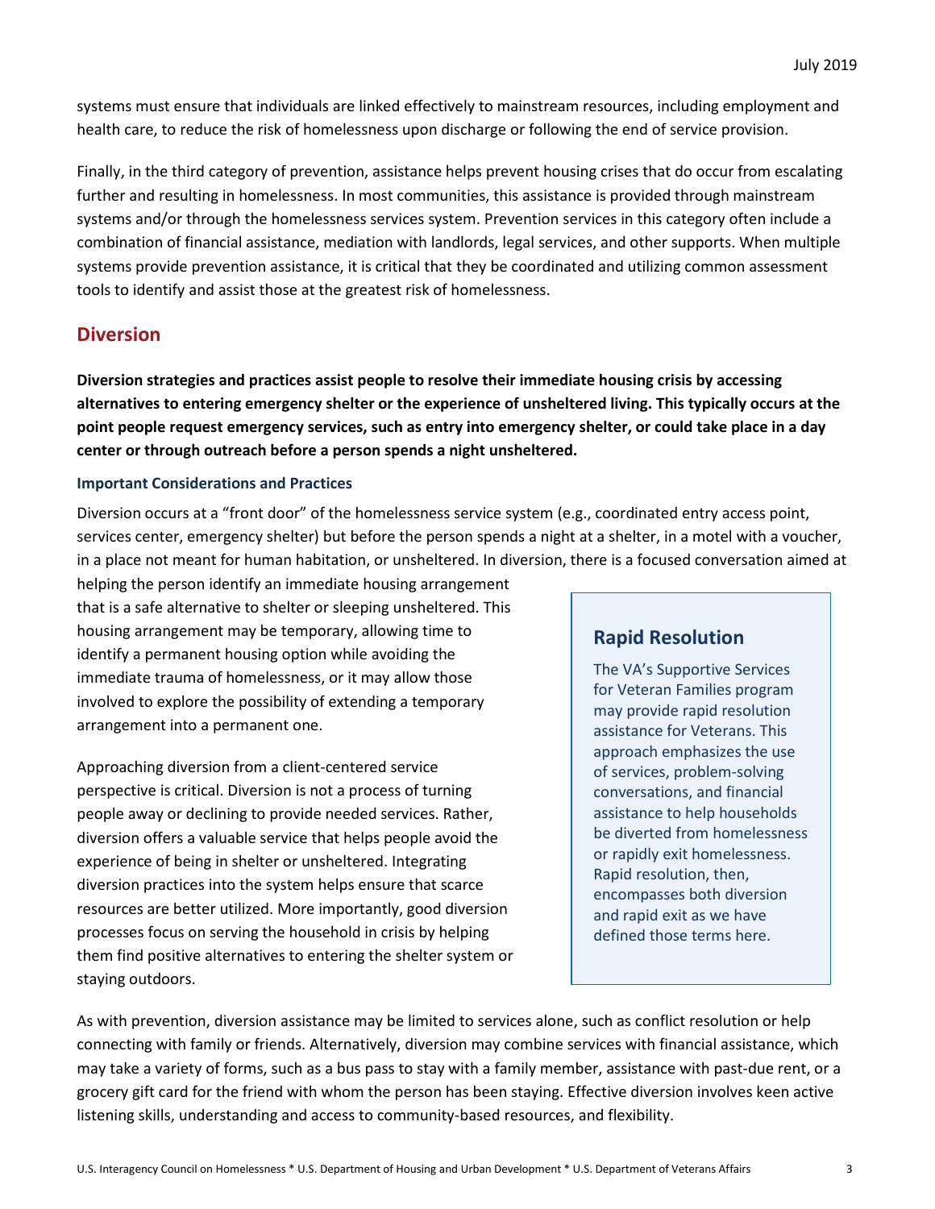systems must ensure that individuals are linked effectively to mainstream resources, including employment and health care, to reduce the risk of homelessness upon discharge or following the end of service provision.

Finally, in the third category of prevention, assistance helps prevent housing crises that do occur from escalating further and resulting in homelessness. In most communities, this assistance is provided through mainstream systems and/or through the homelessness services system. Prevention services in this category often include a combination of financial assistance, mediation with landlords, legal services, and other supports. When multiple systems provide prevention assistance, it is critical that they be coordinated and utilizing common assessment tools to identify and assist those at the greatest risk of homelessness.

## Diversion

**Diversion strategies and practices assist people to resolve their immediate housing crisis by accessing alternatives to entering emergency shelter or the experience of unsheltered living. This typically occurs at the point people request emergency services, such as entry into emergency shelter, or could take place in a day center or through outreach before a person spends a night unsheltered.**

### Important Considerations and Practices

Diversion occurs at a "front door" of the homelessness service system (e.g., coordinated entry access point, services center, emergency shelter) but before the person spends a night at a shelter, in a motel with a voucher, in a place not meant for human habitation, or unsheltered. In diversion, there is a focused conversation aimed at helping the person identify an immediate housing arrangement that is a safe alternative to shelter or sleeping unsheltered. This housing arrangement may be temporary, allowing time to identify a permanent housing option while avoiding the immediate trauma of homelessness, or it may allow those involved to explore the possibility of extending a temporary arrangement into a permanent one.

Approaching diversion from a client-centered service perspective is critical. Diversion is not a process of turning people away or declining to provide needed services. Rather, diversion offers a valuable service that helps people avoid the experience of being in shelter or unsheltered. Integrating diversion practices into the system helps ensure that scarce resources are better utilized. More importantly, good diversion processes focus on serving the household in crisis by helping them find positive alternatives to entering the shelter system or staying outdoors.

> **Rapid Resolution**
>
> The VA's Supportive Services for Veteran Families program may provide rapid resolution assistance for Veterans. This approach emphasizes the use of services, problem-solving conversations, and financial assistance to help households be diverted from homelessness or rapidly exit homelessness. Rapid resolution, then, encompasses both diversion and rapid exit as we have defined those terms here.

As with prevention, diversion assistance may be limited to services alone, such as conflict resolution or help connecting with family or friends. Alternatively, diversion may combine services with financial assistance, which may take a variety of forms, such as a bus pass to stay with a family member, assistance with past-due rent, or a grocery gift card for the friend with whom the person has been staying. Effective diversion involves keen active listening skills, understanding and access to community-based resources, and flexibility.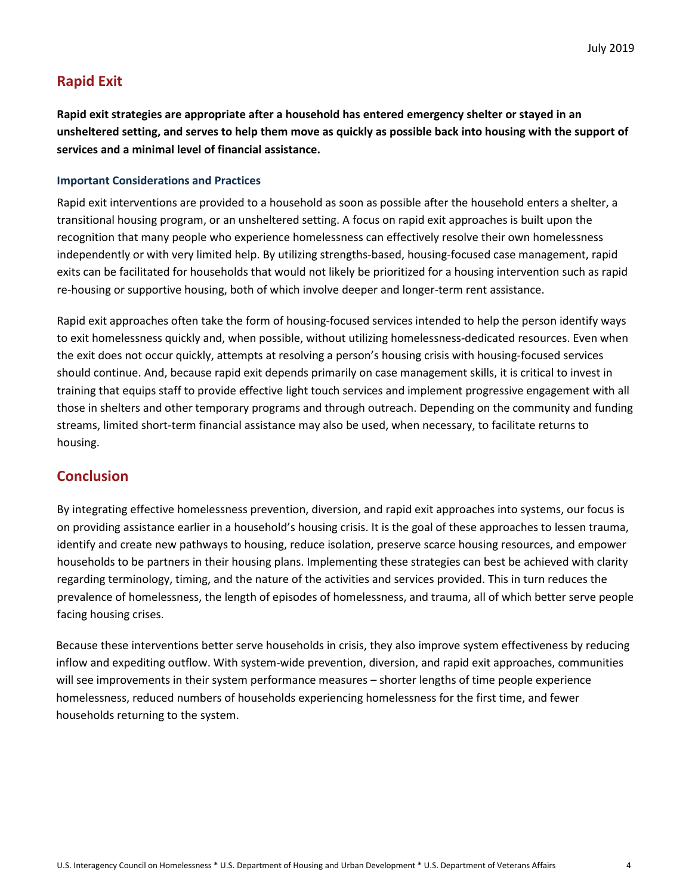## Rapid Exit

**Rapid exit strategies are appropriate after a household has entered emergency shelter or stayed in an unsheltered setting, and serves to help them move as quickly as possible back into housing with the support of services and a minimal level of financial assistance.**

### Important Considerations and Practices

Rapid exit interventions are provided to a household as soon as possible after the household enters a shelter, a transitional housing program, or an unsheltered setting. A focus on rapid exit approaches is built upon the recognition that many people who experience homelessness can effectively resolve their own homelessness independently or with very limited help. By utilizing strengths-based, housing-focused case management, rapid exits can be facilitated for households that would not likely be prioritized for a housing intervention such as rapid re-housing or supportive housing, both of which involve deeper and longer-term rent assistance.

Rapid exit approaches often take the form of housing-focused services intended to help the person identify ways to exit homelessness quickly and, when possible, without utilizing homelessness-dedicated resources. Even when the exit does not occur quickly, attempts at resolving a person's housing crisis with housing-focused services should continue. And, because rapid exit depends primarily on case management skills, it is critical to invest in training that equips staff to provide effective light touch services and implement progressive engagement with all those in shelters and other temporary programs and through outreach. Depending on the community and funding streams, limited short-term financial assistance may also be used, when necessary, to facilitate returns to housing.

## Conclusion

By integrating effective homelessness prevention, diversion, and rapid exit approaches into systems, our focus is on providing assistance earlier in a household's housing crisis. It is the goal of these approaches to lessen trauma, identify and create new pathways to housing, reduce isolation, preserve scarce housing resources, and empower households to be partners in their housing plans. Implementing these strategies can best be achieved with clarity regarding terminology, timing, and the nature of the activities and services provided. This in turn reduces the prevalence of homelessness, the length of episodes of homelessness, and trauma, all of which better serve people facing housing crises.

Because these interventions better serve households in crisis, they also improve system effectiveness by reducing inflow and expediting outflow. With system-wide prevention, diversion, and rapid exit approaches, communities will see improvements in their system performance measures – shorter lengths of time people experience homelessness, reduced numbers of households experiencing homelessness for the first time, and fewer households returning to the system.